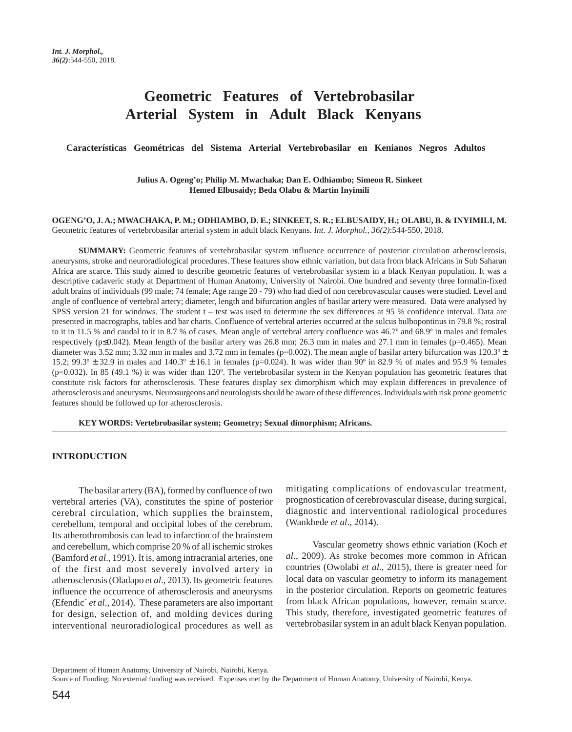# Geometric Features of Vertebrobasilar Arterial System in Adult Black Kenyans

## Características Geométricas del Sistema Arterial Vertebrobasilar en Kenianos Negros Adultos

**Julius A. Ogeng'o; Philip M. Mwachaka; Dan E. Odhiambo; Simeon R. Sinkeet Hemed Elbusaidy; Beda Olabu & Martin Inyimili**

**OGENG'O, J. A.; MWACHAKA, P. M.; ODHIAMBO, D. E.; SINKEET, S. R.; ELBUSAIDY, H.; OLABU, B. & INYIMILI, M.** Geometric features of vertebrobasilar arterial system in adult black Kenyans. *Int. J. Morphol., 36(2)*:544-550, 2018.

**SUMMARY:** Geometric features of vertebrobasilar system influence occurrence of posterior circulation atherosclerosis, aneurysms, stroke and neuroradiological procedures. These features show ethnic variation, but data from black Africans in Sub Saharan Africa are scarce. This study aimed to describe geometric features of vertebrobasilar system in a black Kenyan population. It was a descriptive cadaveric study at Department of Human Anatomy, University of Nairobi. One hundred and seventy three formalin-fixed adult brains of individuals (99 male; 74 female; Age range 20 - 79) who had died of non cerebrovascular causes were studied. Level and angle of confluence of vertebral artery; diameter, length and bifurcation angles of basilar artery were measured. Data were analysed by SPSS version 21 for windows. The student t – test was used to determine the sex differences at 95 % confidence interval. Data are presented in macrographs, tables and bar charts. Confluence of vertebral arteries occurred at the sulcus bulbopontinus in 79.8 %; rostral to it in 11.5 % and caudal to it in 8.7 % of cases. Mean angle of vertebral artery confluence was 46.7º and 68.9º in males and females respectively ($p \leq 0.042$). Mean length of the basilar artery was 26.8 mm; 26.3 mm in males and 27.1 mm in females ($p=0.465$). Mean diameter was 3.52 mm; 3.32 mm in males and 3.72 mm in females ($p=0.002$). The mean angle of basilar artery bifurcation was 120.3º ± 15.2; 99.3º ± 32.9 in males and 140.3º ± 16.1 in females ($p=0.024$). It was wider than 90º in 82.9 % of males and 95.9 % females ($p=0.032$). In 85 (49.1 %) it was wider than 120º. The vertebrobasilar system in the Kenyan population has geometric features that constitute risk factors for atherosclerosis. These features display sex dimorphism which may explain differences in prevalence of atherosclerosis and aneurysms. Neurosurgeons and neurologists should be aware of these differences. Individuals with risk prone geometric features should be followed up for atherosclerosis.

**KEY WORDS: Vertebrobasilar system; Geometry; Sexual dimorphism; Africans.**

## INTRODUCTION

The basilar artery (BA), formed by confluence of two vertebral arteries (VA), constitutes the spine of posterior cerebral circulation, which supplies the brainstem, cerebellum, temporal and occipital lobes of the cerebrum. Its atherothrombosis can lead to infarction of the brainstem and cerebellum, which comprise 20 % of all ischemic strokes (Bamford *et al*., 1991). It is, among intracranial arteries, one of the first and most severely involved artery in atherosclerosis (Oladapo *et al*., 2013). Its geometric features influence the occurrence of atherosclerosis and aneurysms (Efendic´ *et al*., 2014). These parameters are also important for design, selection of, and molding devices during interventional neuroradiological procedures as well as mitigating complications of endovascular treatment, prognostication of cerebrovascular disease, during surgical, diagnostic and interventional radiological procedures (Wankhede *et al*., 2014).

Vascular geometry shows ethnic variation (Koch *et al*., 2009). As stroke becomes more common in African countries (Owolabi *et al*., 2015), there is greater need for local data on vascular geometry to inform its management in the posterior circulation. Reports on geometric features from black African populations, however, remain scarce. This study, therefore, investigated geometric features of vertebrobasilar system in an adult black Kenyan population.

Department of Human Anatomy, University of Nairobi, Nairobi, Kenya.
Source of Funding: No external funding was received. Expenses met by the Department of Human Anatomy, University of Nairobi, Kenya.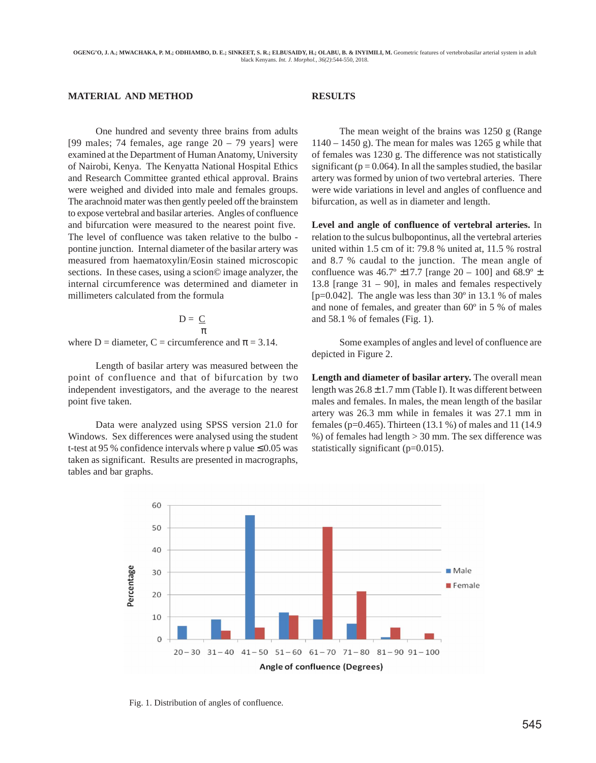## MATERIAL AND METHOD

One hundred and seventy three brains from adults [99 males; 74 females, age range 20 – 79 years] were examined at the Department of Human Anatomy, University of Nairobi, Kenya. The Kenyatta National Hospital Ethics and Research Committee granted ethical approval. Brains were weighed and divided into male and female groups. The arachnoid mater was then gently peeled off the brainstem to expose vertebral and basilar arteries. Angles of confluence and bifurcation were measured to the nearest point five. The level of confluence was taken relative to the bulbo - pontine junction. Internal diameter of the basilar artery was measured from haematoxylin/Eosin stained microscopic sections. In these cases, using a scion© image analyzer, the internal circumference was determined and diameter in millimeters calculated from the formula

$$D = \frac{C}{\pi}$$

where D = diameter, C = circumference and $\pi$ = 3.14.

Length of basilar artery was measured between the point of confluence and that of bifurcation by two independent investigators, and the average to the nearest point five taken.

Data were analyzed using SPSS version 21.0 for Windows. Sex differences were analysed using the student t-test at 95 % confidence intervals where p value $\leq$0.05 was taken as significant. Results are presented in macrographs, tables and bar graphs.

## RESULTS

The mean weight of the brains was 1250 g (Range 1140 – 1450 g). The mean for males was 1265 g while that of females was 1230 g. The difference was not statistically significant (p = 0.064). In all the samples studied, the basilar artery was formed by union of two vertebral arteries. There were wide variations in level and angles of confluence and bifurcation, as well as in diameter and length.

**Level and angle of confluence of vertebral arteries.** In relation to the sulcus bulbopontinus, all the vertebral arteries united within 1.5 cm of it: 79.8 % united at, 11.5 % rostral and 8.7 % caudal to the junction. The mean angle of confluence was 46.7º ±17.7 [range 20 – 100] and 68.9º ± 13.8 [range 31 – 90], in males and females respectively [p=0.042]. The angle was less than 30º in 13.1 % of males and none of females, and greater than 60º in 5 % of males and 58.1 % of females (Fig. 1).

Some examples of angles and level of confluence are depicted in Figure 2.

**Length and diameter of basilar artery.** The overall mean length was 26.8 ± 1.7 mm (Table I). It was different between males and females. In males, the mean length of the basilar artery was 26.3 mm while in females it was 27.1 mm in females (p=0.465). Thirteen (13.1 %) of males and 11 (14.9 %) of females had length > 30 mm. The sex difference was statistically significant (p=0.015).

Fig. 1. Distribution of angles of confluence.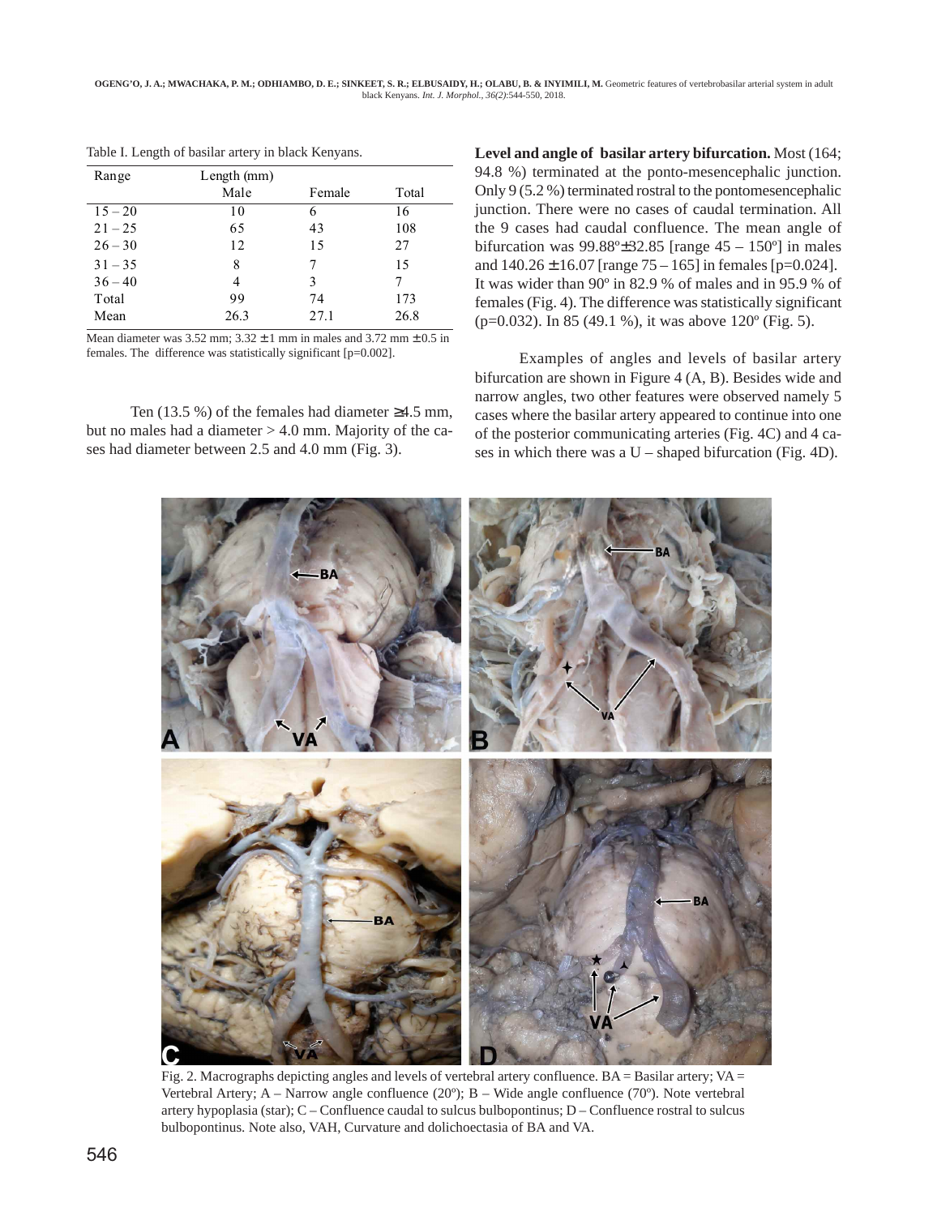Table I. Length of basilar artery in black Kenyans.

| Range | Length (mm) | | |
|---|---|---|---|
| | Male | Female | Total |
| 15 – 20 | 10 | 6 | 16 |
| 21 – 25 | 65 | 43 | 108 |
| 26 – 30 | 12 | 15 | 27 |
| 31 – 35 | 8 | 7 | 15 |
| 36 – 40 | 4 | 3 | 7 |
| Total | 99 | 74 | 173 |
| Mean | 26.3 | 27.1 | 26.8 |

Mean diameter was 3.52 mm; 3.32 ± 1 mm in males and 3.72 mm ± 0.5 in females. The difference was statistically significant [p=0.002].

Ten (13.5 %) of the females had diameter ≥4.5 mm, but no males had a diameter > 4.0 mm. Majority of the cases had diameter between 2.5 and 4.0 mm (Fig. 3).

**Level and angle of basilar artery bifurcation.** Most (164; 94.8 %) terminated at the ponto-mesencephalic junction. Only 9 (5.2 %) terminated rostral to the pontomesencephalic junction. There were no cases of caudal termination. All the 9 cases had caudal confluence. The mean angle of bifurcation was 99.88º±32.85 [range 45 – 150º] in males and 140.26 ± 16.07 [range 75 – 165] in females [p=0.024]. It was wider than 90º in 82.9 % of males and in 95.9 % of females (Fig. 4). The difference was statistically significant (p=0.032). In 85 (49.1 %), it was above 120º (Fig. 5).

Examples of angles and levels of basilar artery bifurcation are shown in Figure 4 (A, B). Besides wide and narrow angles, two other features were observed namely 5 cases where the basilar artery appeared to continue into one of the posterior communicating arteries (Fig. 4C) and 4 cases in which there was a U – shaped bifurcation (Fig. 4D).

Fig. 2. Macrographs depicting angles and levels of vertebral artery confluence. BA = Basilar artery; VA = Vertebral Artery; A – Narrow angle confluence (20º); B – Wide angle confluence (70º). Note vertebral artery hypoplasia (star); C – Confluence caudal to sulcus bulbopontinus; D – Confluence rostral to sulcus bulbopontinus. Note also, VAH, Curvature and dolichoectasia of BA and VA.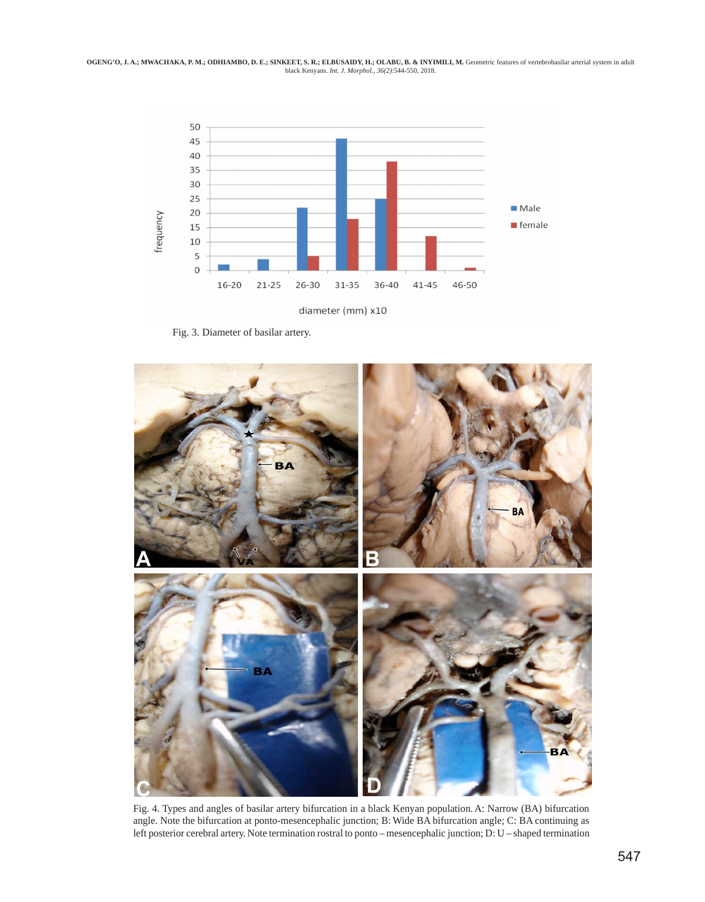Fig. 3. Diameter of basilar artery.

Fig. 4. Types and angles of basilar artery bifurcation in a black Kenyan population. A: Narrow (BA) bifurcation angle. Note the bifurcation at ponto-mesencephalic junction; B: Wide BA bifurcation angle; C: BA continuing as left posterior cerebral artery. Note termination rostral to ponto – mesencephalic junction; D: U – shaped termination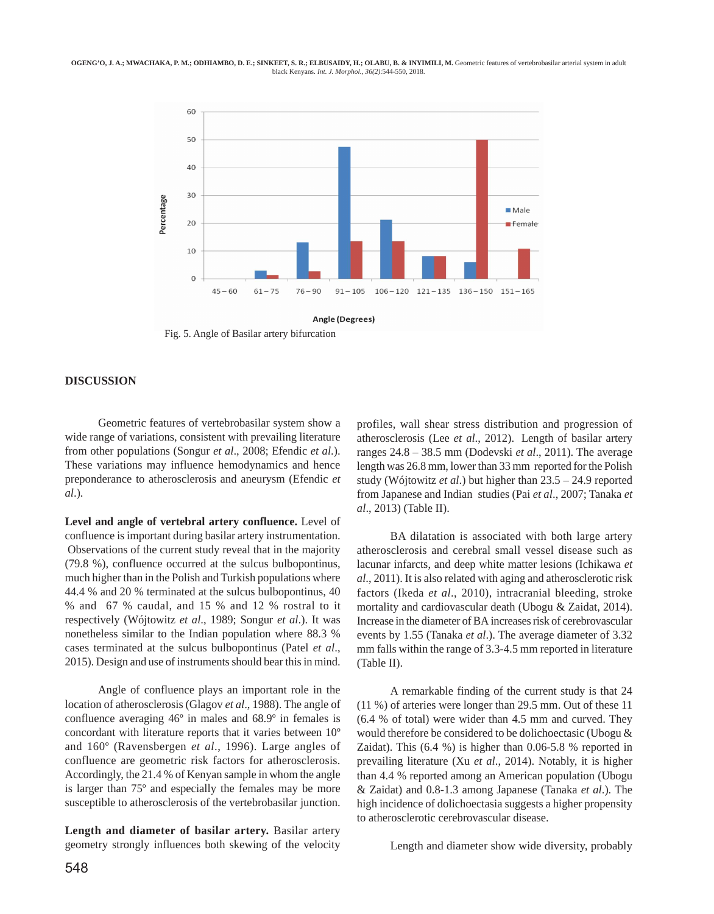Fig. 5. Angle of Basilar artery bifurcation

## DISCUSSION

Geometric features of vertebrobasilar system show a wide range of variations, consistent with prevailing literature from other populations (Songur *et al*., 2008; Efendic *et al.*). These variations may influence hemodynamics and hence preponderance to atherosclerosis and aneurysm (Efendic *et al.*).

**Level and angle of vertebral artery confluence.** Level of confluence is important during basilar artery instrumentation. Observations of the current study reveal that in the majority (79.8 %), confluence occurred at the sulcus bulbopontinus, much higher than in the Polish and Turkish populations where 44.4 % and 20 % terminated at the sulcus bulbopontinus, 40 % and 67 % caudal, and 15 % and 12 % rostral to it respectively (Wójtowitz *et al*., 1989; Songur *et al*.). It was nonetheless similar to the Indian population where 88.3 % cases terminated at the sulcus bulbopontinus (Patel *et al*., 2015). Design and use of instruments should bear this in mind.

Angle of confluence plays an important role in the location of atherosclerosis (Glagov *et al*., 1988). The angle of confluence averaging 46º in males and 68.9º in females is concordant with literature reports that it varies between 10º and 160º (Ravensbergen *et al*., 1996). Large angles of confluence are geometric risk factors for atherosclerosis. Accordingly, the 21.4 % of Kenyan sample in whom the angle is larger than 75º and especially the females may be more susceptible to atherosclerosis of the vertebrobasilar junction.

**Length and diameter of basilar artery.** Basilar artery geometry strongly influences both skewing of the velocity profiles, wall shear stress distribution and progression of atherosclerosis (Lee *et al*., 2012). Length of basilar artery ranges 24.8 – 38.5 mm (Dodevski *et al*., 2011). The average length was 26.8 mm, lower than 33 mm reported for the Polish study (Wójtowitz *et al*.) but higher than 23.5 – 24.9 reported from Japanese and Indian studies (Pai *et al*., 2007; Tanaka *et al*., 2013) (Table II).

BA dilatation is associated with both large artery atherosclerosis and cerebral small vessel disease such as lacunar infarcts, and deep white matter lesions (Ichikawa *et al*., 2011). It is also related with aging and atherosclerotic risk factors (Ikeda *et al*., 2010), intracranial bleeding, stroke mortality and cardiovascular death (Ubogu & Zaidat, 2014). Increase in the diameter of BA increases risk of cerebrovascular events by 1.55 (Tanaka *et al*.). The average diameter of 3.32 mm falls within the range of 3.3-4.5 mm reported in literature (Table II).

A remarkable finding of the current study is that 24 (11 %) of arteries were longer than 29.5 mm. Out of these 11 (6.4 % of total) were wider than 4.5 mm and curved. They would therefore be considered to be dolichoectasic (Ubogu & Zaidat). This (6.4 %) is higher than 0.06-5.8 % reported in prevailing literature (Xu *et al*., 2014). Notably, it is higher than 4.4 % reported among an American population (Ubogu & Zaidat) and 0.8-1.3 among Japanese (Tanaka *et al*.). The high incidence of dolichoectasia suggests a higher propensity to atherosclerotic cerebrovascular disease.

Length and diameter show wide diversity, probably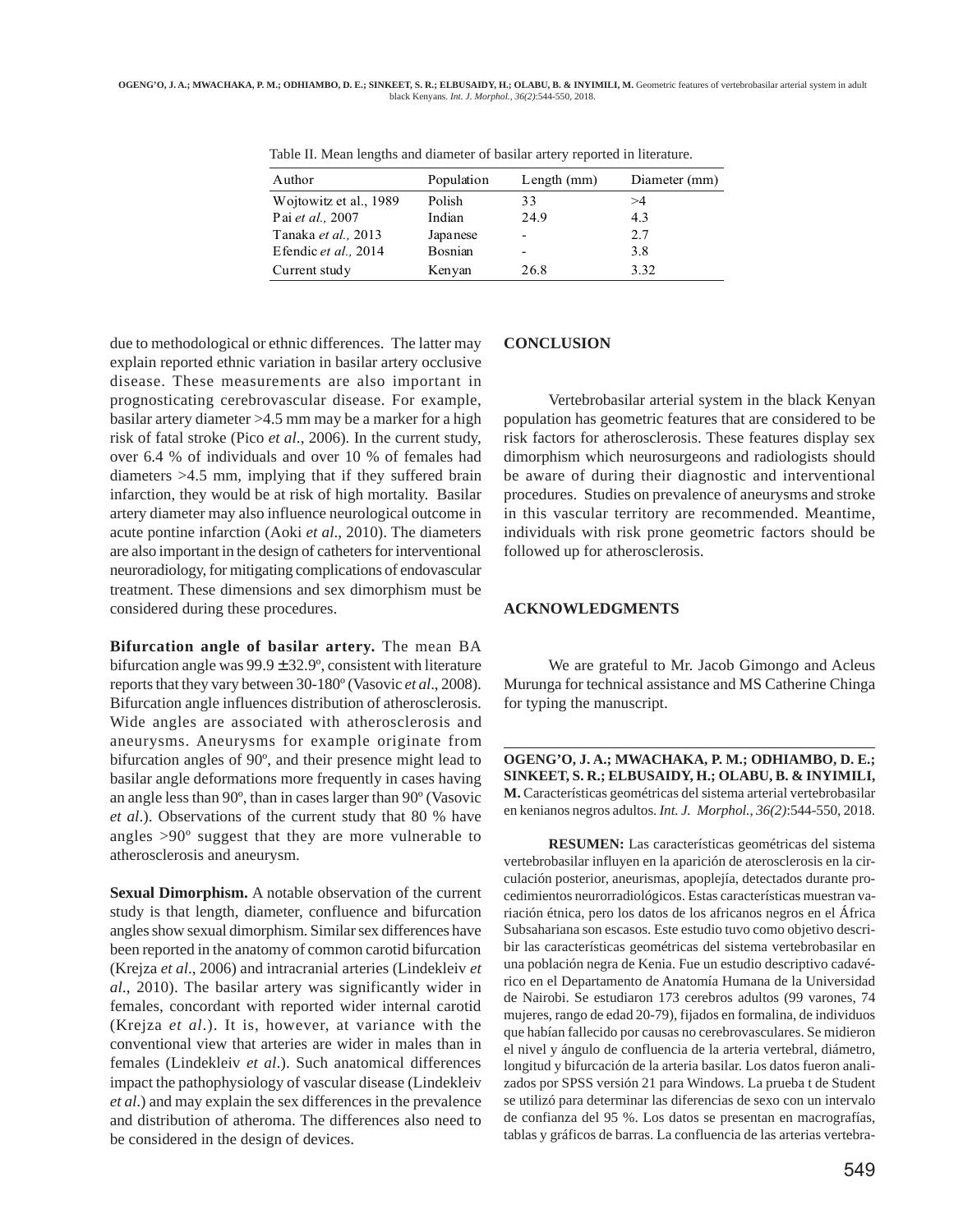Table II. Mean lengths and diameter of basilar artery reported in literature.

| Author | Population | Length (mm) | Diameter (mm) |
|---|---|---|---|
| Wojtowitz et al., 1989 | Polish | 33 | >4 |
| Pai *et al.,* 2007 | Indian | 24.9 | 4.3 |
| Tanaka *et al.,* 2013 | Japanese | - | 2.7 |
| Efendic *et al.,* 2014 | Bosnian | - | 3.8 |
| Current study | Kenyan | 26.8 | 3.32 |

due to methodological or ethnic differences. The latter may explain reported ethnic variation in basilar artery occlusive disease. These measurements are also important in prognosticating cerebrovascular disease. For example, basilar artery diameter >4.5 mm may be a marker for a high risk of fatal stroke (Pico *et al*., 2006). In the current study, over 6.4 % of individuals and over 10 % of females had diameters >4.5 mm, implying that if they suffered brain infarction, they would be at risk of high mortality. Basilar artery diameter may also influence neurological outcome in acute pontine infarction (Aoki *et al*., 2010). The diameters are also important in the design of catheters for interventional neuroradiology, for mitigating complications of endovascular treatment. These dimensions and sex dimorphism must be considered during these procedures.

**Bifurcation angle of basilar artery.** The mean BA bifurcation angle was 99.9 ± 32.9º, consistent with literature reports that they vary between 30-180º (Vasovic *et al*., 2008). Bifurcation angle influences distribution of atherosclerosis. Wide angles are associated with atherosclerosis and aneurysms. Aneurysms for example originate from bifurcation angles of 90º, and their presence might lead to basilar angle deformations more frequently in cases having an angle less than 90º, than in cases larger than 90º (Vasovic *et al*.). Observations of the current study that 80 % have angles >90º suggest that they are more vulnerable to atherosclerosis and aneurysm.

**Sexual Dimorphism.** A notable observation of the current study is that length, diameter, confluence and bifurcation angles show sexual dimorphism. Similar sex differences have been reported in the anatomy of common carotid bifurcation (Krejza *et al*., 2006) and intracranial arteries (Lindekleiv *et al*., 2010). The basilar artery was significantly wider in females, concordant with reported wider internal carotid (Krejza *et al*.). It is, however, at variance with the conventional view that arteries are wider in males than in females (Lindekleiv *et al*.). Such anatomical differences impact the pathophysiology of vascular disease (Lindekleiv *et al*.) and may explain the sex differences in the prevalence and distribution of atheroma. The differences also need to be considered in the design of devices.

## CONCLUSION

Vertebrobasilar arterial system in the black Kenyan population has geometric features that are considered to be risk factors for atherosclerosis. These features display sex dimorphism which neurosurgeons and radiologists should be aware of during their diagnostic and interventional procedures. Studies on prevalence of aneurysms and stroke in this vascular territory are recommended. Meantime, individuals with risk prone geometric factors should be followed up for atherosclerosis.

## ACKNOWLEDGMENTS

We are grateful to Mr. Jacob Gimongo and Acleus Murunga for technical assistance and MS Catherine Chinga for typing the manuscript.

---

**OGENG'O, J. A.; MWACHAKA, P. M.; ODHIAMBO, D. E.; SINKEET, S. R.; ELBUSAIDY, H.; OLABU, B. & INYIMILI, M.** Características geométricas del sistema arterial vertebrobasilar en kenianos negros adultos. *Int. J. Morphol., 36(2)*:544-550, 2018.

**RESUMEN:** Las características geométricas del sistema vertebrobasilar influyen en la aparición de aterosclerosis en la circulación posterior, aneurismas, apoplejía, detectados durante procedimientos neurorradiológicos. Estas características muestran variación étnica, pero los datos de los africanos negros en el África Subsahariana son escasos. Este estudio tuvo como objetivo describir las características geométricas del sistema vertebrobasilar en una población negra de Kenia. Fue un estudio descriptivo cadavérico en el Departamento de Anatomía Humana de la Universidad de Nairobi. Se estudiaron 173 cerebros adultos (99 varones, 74 mujeres, rango de edad 20-79), fijados en formalina, de individuos que habían fallecido por causas no cerebrovasculares. Se midieron el nivel y ángulo de confluencia de la arteria vertebral, diámetro, longitud y bifurcación de la arteria basilar. Los datos fueron analizados por SPSS versión 21 para Windows. La prueba t de Student se utilizó para determinar las diferencias de sexo con un intervalo de confianza del 95 %. Los datos se presentan en macrografías, tablas y gráficos de barras. La confluencia de las arterias vertebra-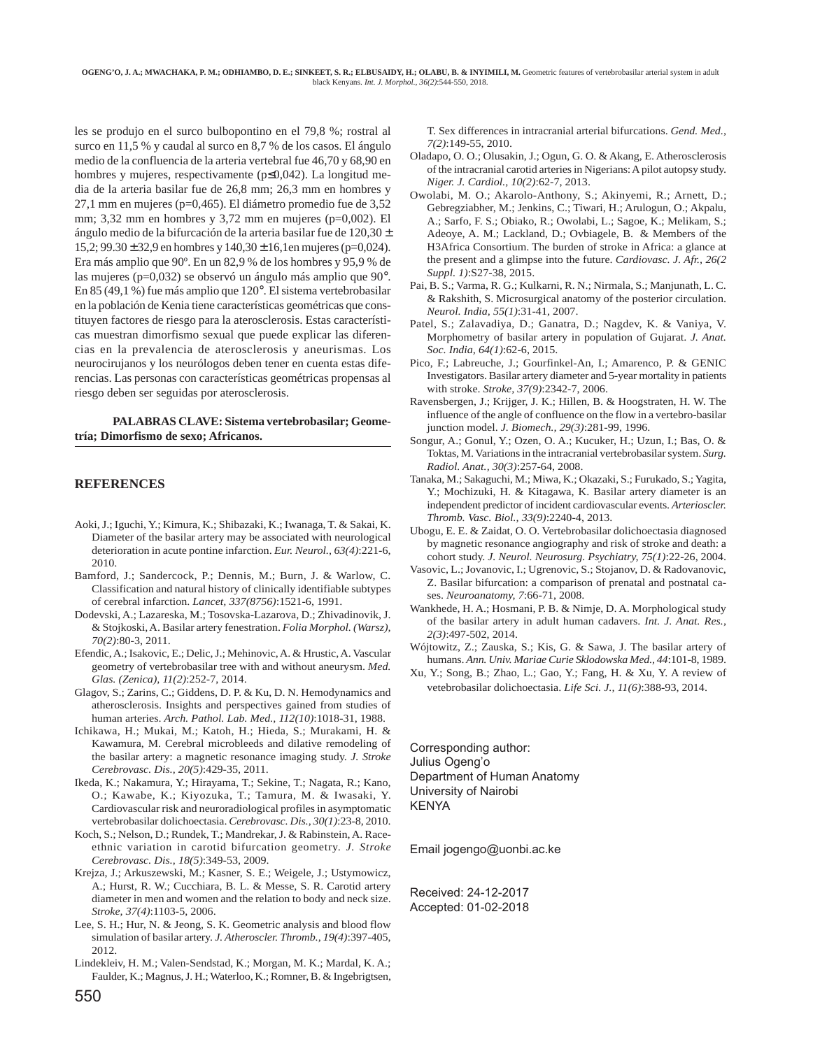les se produjo en el surco bulbopontino en el 79,8 %; rostral al surco en 11,5 % y caudal al surco en 8,7 % de los casos. El ángulo medio de la confluencia de la arteria vertebral fue 46,70 y 68,90 en hombres y mujeres, respectivamente (p≤0,042). La longitud media de la arteria basilar fue de 26,8 mm; 26,3 mm en hombres y 27,1 mm en mujeres (p=0,465). El diámetro promedio fue de 3,52 mm; 3,32 mm en hombres y 3,72 mm en mujeres (p=0,002). El ángulo medio de la bifurcación de la arteria basilar fue de 120,30 ± 15,2; 99.30 ± 32,9 en hombres y 140,30 ± 16,1en mujeres (p=0,024). Era más amplio que 90º. En un 82,9 % de los hombres y 95,9 % de las mujeres (p=0,032) se observó un ángulo más amplio que 90°. En 85 (49,1 %) fue más amplio que 120°. El sistema vertebrobasilar en la población de Kenia tiene características geométricas que constituyen factores de riesgo para la aterosclerosis. Estas características muestran dimorfismo sexual que puede explicar las diferencias en la prevalencia de aterosclerosis y aneurismas. Los neurocirujanos y los neurólogos deben tener en cuenta estas diferencias. Las personas con características geométricas propensas al riesgo deben ser seguidas por aterosclerosis.

**PALABRAS CLAVE: Sistema vertebrobasilar; Geometría; Dimorfismo de sexo; Africanos.**

## REFERENCES

Aoki, J.; Iguchi, Y.; Kimura, K.; Shibazaki, K.; Iwanaga, T. & Sakai, K. Diameter of the basilar artery may be associated with neurological deterioration in acute pontine infarction. *Eur. Neurol., 63(4)*:221-6, 2010.

Bamford, J.; Sandercock, P.; Dennis, M.; Burn, J. & Warlow, C. Classification and natural history of clinically identifiable subtypes of cerebral infarction. *Lancet, 337(8756)*:1521-6, 1991.

Dodevski, A.; Lazareska, M.; Tosovska-Lazarova, D.; Zhivadinovik, J. & Stojkoski, A. Basilar artery fenestration. *Folia Morphol. (Warsz), 70(2)*:80-3, 2011.

Efendic, A.; Isakovic, E.; Delic, J.; Mehinovic, A. & Hrustic, A. Vascular geometry of vertebrobasilar tree with and without aneurysm. *Med. Glas. (Zenica), 11(2)*:252-7, 2014.

Glagov, S.; Zarins, C.; Giddens, D. P. & Ku, D. N. Hemodynamics and atherosclerosis. Insights and perspectives gained from studies of human arteries. *Arch. Pathol. Lab. Med., 112(10)*:1018-31, 1988.

Ichikawa, H.; Mukai, M.; Katoh, H.; Hieda, S.; Murakami, H. & Kawamura, M. Cerebral microbleeds and dilative remodeling of the basilar artery: a magnetic resonance imaging study. *J. Stroke Cerebrovasc. Dis., 20(5)*:429-35, 2011.

Ikeda, K.; Nakamura, Y.; Hirayama, T.; Sekine, T.; Nagata, R.; Kano, O.; Kawabe, K.; Kiyozuka, T.; Tamura, M. & Iwasaki, Y. Cardiovascular risk and neuroradiological profiles in asymptomatic vertebrobasilar dolichoectasia. *Cerebrovasc. Dis., 30(1)*:23-8, 2010.

Koch, S.; Nelson, D.; Rundek, T.; Mandrekar, J. & Rabinstein, A. Race-ethnic variation in carotid bifurcation geometry. *J. Stroke Cerebrovasc. Dis., 18(5)*:349-53, 2009.

Krejza, J.; Arkuszewski, M.; Kasner, S. E.; Weigele, J.; Ustymowicz, A.; Hurst, R. W.; Cucchiara, B. L. & Messe, S. R. Carotid artery diameter in men and women and the relation to body and neck size. *Stroke, 37(4)*:1103-5, 2006.

Lee, S. H.; Hur, N. & Jeong, S. K. Geometric analysis and blood flow simulation of basilar artery. *J. Atheroscler. Thromb., 19(4)*:397-405, 2012.

Lindekleiv, H. M.; Valen-Sendstad, K.; Morgan, M. K.; Mardal, K. A.; Faulder, K.; Magnus, J. H.; Waterloo, K.; Romner, B. & Ingebrigtsen, T. Sex differences in intracranial arterial bifurcations. *Gend. Med., 7(2)*:149-55, 2010.

Oladapo, O. O.; Olusakin, J.; Ogun, G. O. & Akang, E. Atherosclerosis of the intracranial carotid arteries in Nigerians: A pilot autopsy study. *Niger. J. Cardiol., 10(2)*:62-7, 2013.

Owolabi, M. O.; Akarolo-Anthony, S.; Akinyemi, R.; Arnett, D.; Gebregziabher, M.; Jenkins, C.; Tiwari, H.; Arulogun, O.; Akpalu, A.; Sarfo, F. S.; Obiako, R.; Owolabi, L.; Sagoe, K.; Melikam, S.; Adeoye, A. M.; Lackland, D.; Ovbiagele, B. & Members of the H3Africa Consortium. The burden of stroke in Africa: a glance at the present and a glimpse into the future. *Cardiovasc. J. Afr., 26(2 Suppl. 1)*:S27-38, 2015.

Pai, B. S.; Varma, R. G.; Kulkarni, R. N.; Nirmala, S.; Manjunath, L. C. & Rakshith, S. Microsurgical anatomy of the posterior circulation. *Neurol. India, 55(1)*:31-41, 2007.

Patel, S.; Zalavadiya, D.; Ganatra, D.; Nagdev, K. & Vaniya, V. Morphometry of basilar artery in population of Gujarat. *J. Anat. Soc. India, 64(1)*:62-6, 2015.

Pico, F.; Labreuche, J.; Gourfinkel-An, I.; Amarenco, P. & GENIC Investigators. Basilar artery diameter and 5-year mortality in patients with stroke. *Stroke, 37(9)*:2342-7, 2006.

Ravensbergen, J.; Krijger, J. K.; Hillen, B. & Hoogstraten, H. W. The influence of the angle of confluence on the flow in a vertebro-basilar junction model. *J. Biomech., 29(3)*:281-99, 1996.

Songur, A.; Gonul, Y.; Ozen, O. A.; Kucuker, H.; Uzun, I.; Bas, O. & Toktas, M. Variations in the intracranial vertebrobasilar system. *Surg. Radiol. Anat., 30(3)*:257-64, 2008.

Tanaka, M.; Sakaguchi, M.; Miwa, K.; Okazaki, S.; Furukado, S.; Yagita, Y.; Mochizuki, H. & Kitagawa, K. Basilar artery diameter is an independent predictor of incident cardiovascular events. *Arterioscler. Thromb. Vasc. Biol., 33(9)*:2240-4, 2013.

Ubogu, E. E. & Zaidat, O. O. Vertebrobasilar dolichoectasia diagnosed by magnetic resonance angiography and risk of stroke and death: a cohort study. *J. Neurol. Neurosurg. Psychiatry, 75(1)*:22-26, 2004.

Vasovic, L.; Jovanovic, I.; Ugrenovic, S.; Stojanov, D. & Radovanovic, Z. Basilar bifurcation: a comparison of prenatal and postnatal cases. *Neuroanatomy, 7*:66-71, 2008.

Wankhede, H. A.; Hosmani, P. B. & Nimje, D. A. Morphological study of the basilar artery in adult human cadavers. *Int. J. Anat. Res., 2(3)*:497-502, 2014.

Wójtowitz, Z.; Zauska, S.; Kis, G. & Sawa, J. The basilar artery of humans. *Ann. Univ. Mariae Curie Sklodowska Med., 44*:101-8, 1989.

Xu, Y.; Song, B.; Zhao, L.; Gao, Y.; Fang, H. & Xu, Y. A review of vetebrobasilar dolichoectasia. *Life Sci. J., 11(6)*:388-93, 2014.

Corresponding author:
Julius Ogeng'o
Department of Human Anatomy
University of Nairobi
KENYA

Email jogengo@uonbi.ac.ke

Received: 24-12-2017
Accepted: 01-02-2018